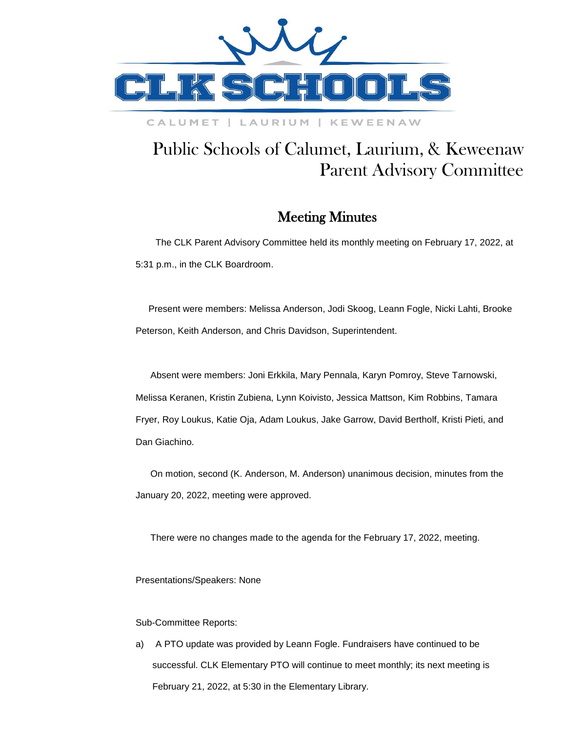CLK SCHOOLS

CALUMET | LAURIUM | KEWEENAW

# Public Schools of Calumet, Laurium, & Keweenaw
# Parent Advisory Committee

## Meeting Minutes

The CLK Parent Advisory Committee held its monthly meeting on February 17, 2022, at 5:31 p.m., in the CLK Boardroom.

Present were members: Melissa Anderson, Jodi Skoog, Leann Fogle, Nicki Lahti, Brooke Peterson, Keith Anderson, and Chris Davidson, Superintendent.

Absent were members: Joni Erkkila, Mary Pennala, Karyn Pomroy, Steve Tarnowski, Melissa Keranen, Kristin Zubiena, Lynn Koivisto, Jessica Mattson, Kim Robbins, Tamara Fryer, Roy Loukus, Katie Oja, Adam Loukus, Jake Garrow, David Bertholf, Kristi Pieti, and Dan Giachino.

On motion, second (K. Anderson, M. Anderson) unanimous decision, minutes from the January 20, 2022, meeting were approved.

There were no changes made to the agenda for the February 17, 2022, meeting.

Presentations/Speakers: None

Sub-Committee Reports:

a) A PTO update was provided by Leann Fogle. Fundraisers have continued to be successful. CLK Elementary PTO will continue to meet monthly; its next meeting is February 21, 2022, at 5:30 in the Elementary Library.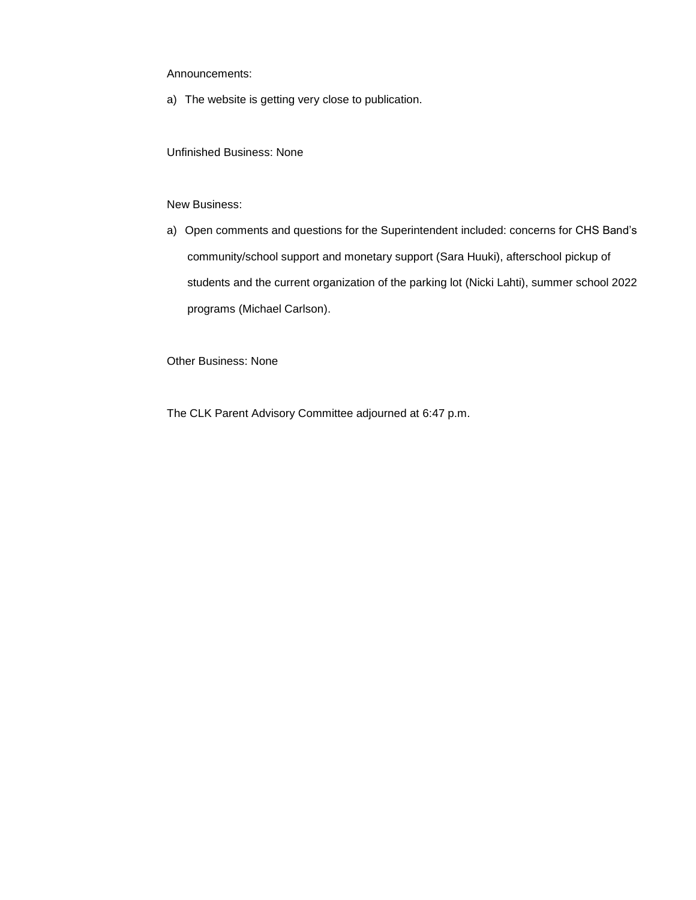Announcements:

a) The website is getting very close to publication.

Unfinished Business: None

New Business:

a) Open comments and questions for the Superintendent included: concerns for CHS Band's community/school support and monetary support (Sara Huuki), afterschool pickup of students and the current organization of the parking lot (Nicki Lahti), summer school 2022 programs (Michael Carlson).

Other Business: None

The CLK Parent Advisory Committee adjourned at 6:47 p.m.